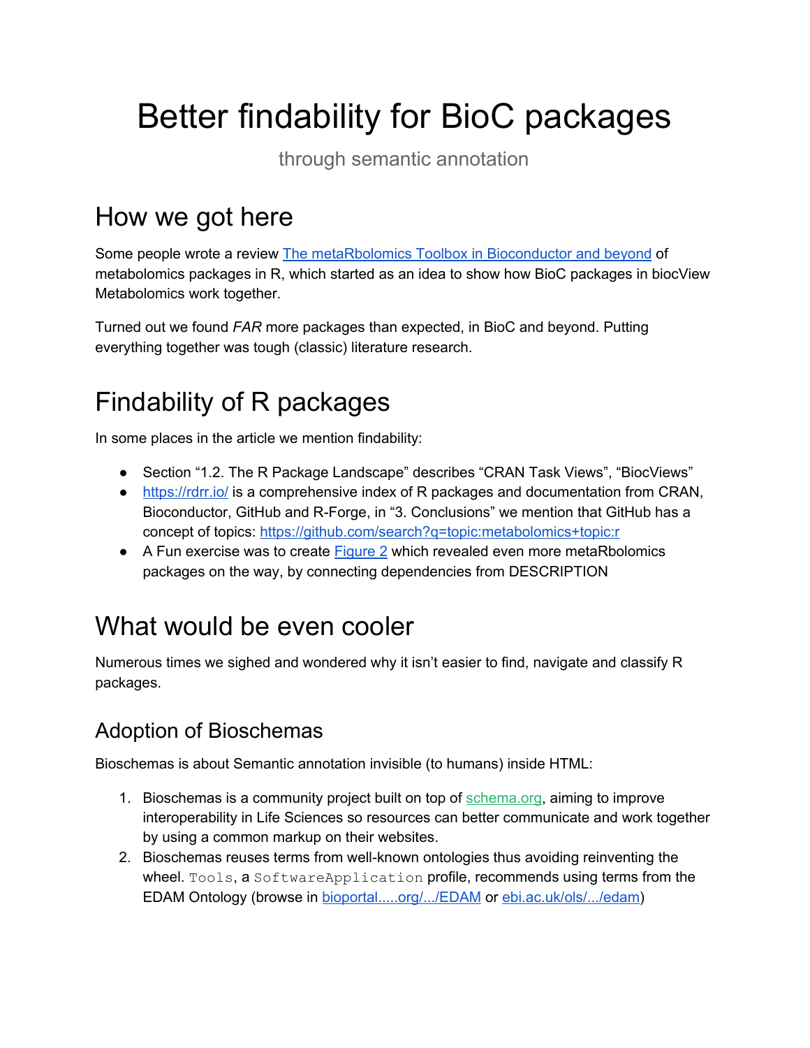# Better findability for BioC packages

through semantic annotation

## How we got here

Some people wrote a review The metaRbolomics Toolbox in Bioconductor and beyond of metabolomics packages in R, which started as an idea to show how BioC packages in biocView Metabolomics work together.

Turned out we found *FAR* more packages than expected, in BioC and beyond. Putting everything together was tough (classic) literature research.

## Findability of R packages

In some places in the article we mention findability:

- Section "1.2. The R Package Landscape" describes "CRAN Task Views", "BiocViews"
- https://rdrr.io/ is a comprehensive index of R packages and documentation from CRAN, Bioconductor, GitHub and R-Forge, in "3. Conclusions" we mention that GitHub has a concept of topics: https://github.com/search?q=topic:metabolomics+topic:r
- A Fun exercise was to create Figure 2 which revealed even more metaRbolomics packages on the way, by connecting dependencies from DESCRIPTION

## What would be even cooler

Numerous times we sighed and wondered why it isn't easier to find, navigate and classify R packages.

### Adoption of Bioschemas

Bioschemas is about Semantic annotation invisible (to humans) inside HTML:

1. Bioschemas is a community project built on top of schema.org, aiming to improve interoperability in Life Sciences so resources can better communicate and work together by using a common markup on their websites.
2. Bioschemas reuses terms from well-known ontologies thus avoiding reinventing the wheel. `Tools`, a `SoftwareApplication` profile, recommends using terms from the EDAM Ontology (browse in bioportal.....org/.../EDAM or ebi.ac.uk/ols/.../edam)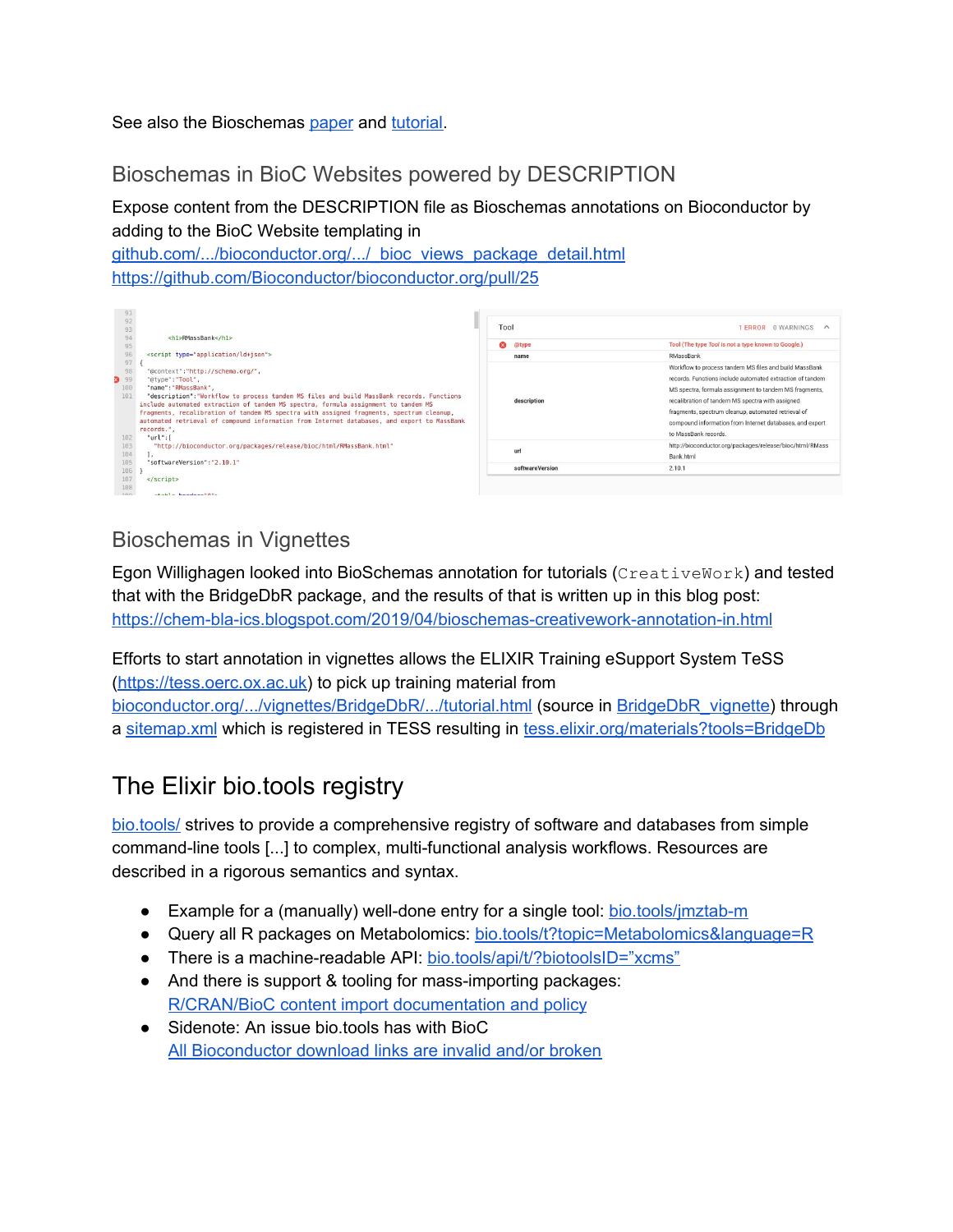See also the Bioschemas paper and tutorial.

## Bioschemas in BioC Websites powered by DESCRIPTION

Expose content from the DESCRIPTION file as Bioschemas annotations on Bioconductor by adding to the BioC Website templating in
github.com/.../bioconductor.org/.../_bioc_views_package_detail.html
https://github.com/Bioconductor/bioconductor.org/pull/25

```
<h1>RMassBank</h1>

<script type="application/ld+json">
{
  "@context":"http://schema.org/",
  "@type":"Tool",
  "name":"RMassBank",
  "description":"Workflow to process tandem MS files and build MassBank records. Functions include automated extraction of tandem MS spectra, formula assignment to tandem MS fragments, recalibration of tandem MS spectra with assigned fragments, spectrum cleanup, automated retrieval of compound information from Internet databases, and export to MassBank records.",
  "url":[
    "http://bioconductor.org/packages/release/bioc/html/RMassBank.html"
  ],
  "softwareVersion":"2.10.1"
}
</script>
```

Tool — 1 ERROR 0 WARNINGS

| | |
|---|---|
| @type | Tool (The type Tool is not a type known to Google.) |
| name | RMassBank |
| description | Workflow to process tandem MS files and build MassBank records. Functions include automated extraction of tandem MS spectra, formula assignment to tandem MS fragments, recalibration of tandem MS spectra with assigned fragments, spectrum cleanup, automated retrieval of compound information from Internet databases, and export to MassBank records. |
| url | http://bioconductor.org/packages/release/bioc/html/RMassBank.html |
| softwareVersion | 2.10.1 |

## Bioschemas in Vignettes

Egon Willighagen looked into BioSchemas annotation for tutorials (`CreativeWork`) and tested that with the BridgeDbR package, and the results of that is written up in this blog post:
https://chem-bla-ics.blogspot.com/2019/04/bioschemas-creativework-annotation-in.html

Efforts to start annotation in vignettes allows the ELIXIR Training eSupport System TeSS (https://tess.oerc.ox.ac.uk) to pick up training material from bioconductor.org/.../vignettes/BridgeDbR/.../tutorial.html (source in BridgeDbR_vignette) through a sitemap.xml which is registered in TESS resulting in tess.elixir.org/materials?tools=BridgeDb

# The Elixir bio.tools registry

bio.tools/ strives to provide a comprehensive registry of software and databases from simple command-line tools [...] to complex, multi-functional analysis workflows. Resources are described in a rigorous semantics and syntax.

- Example for a (manually) well-done entry for a single tool: bio.tools/jmztab-m
- Query all R packages on Metabolomics: bio.tools/t?topic=Metabolomics&language=R
- There is a machine-readable API: bio.tools/api/t/?biotoolsID="xcms"
- And there is support & tooling for mass-importing packages: R/CRAN/BioC content import documentation and policy
- Sidenote: An issue bio.tools has with BioC All Bioconductor download links are invalid and/or broken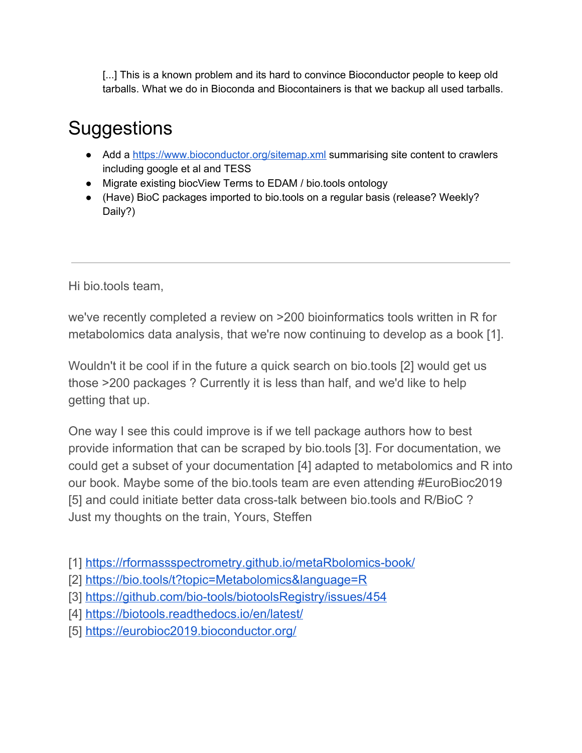> [...] This is a known problem and its hard to convince Bioconductor people to keep old tarballs. What we do in Bioconda and Biocontainers is that we backup all used tarballs.

# Suggestions

- Add a https://www.bioconductor.org/sitemap.xml summarising site content to crawlers including google et al and TESS
- Migrate existing biocView Terms to EDAM / bio.tools ontology
- (Have) BioC packages imported to bio.tools on a regular basis (release? Weekly? Daily?)

---

Hi bio.tools team,

we've recently completed a review on >200 bioinformatics tools written in R for metabolomics data analysis, that we're now continuing to develop as a book [1].

Wouldn't it be cool if in the future a quick search on bio.tools [2] would get us those >200 packages ? Currently it is less than half, and we'd like to help getting that up.

One way I see this could improve is if we tell package authors how to best provide information that can be scraped by bio.tools [3]. For documentation, we could get a subset of your documentation [4] adapted to metabolomics and R into our book. Maybe some of the bio.tools team are even attending #EuroBioc2019 [5] and could initiate better data cross-talk between bio.tools and R/BioC ?
Just my thoughts on the train, Yours, Steffen

[1] https://rformassspectrometry.github.io/metaRbolomics-book/
[2] https://bio.tools/t?topic=Metabolomics&language=R
[3] https://github.com/bio-tools/biotoolsRegistry/issues/454
[4] https://biotools.readthedocs.io/en/latest/
[5] https://eurobioc2019.bioconductor.org/